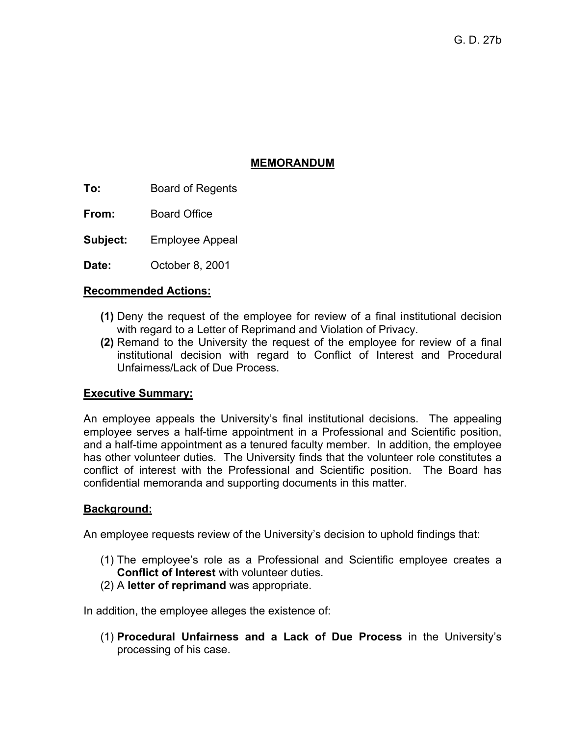G. D. 27b

## MEMORANDUM

**To:** Board of Regents

**From:** Board Office

**Subject:** Employee Appeal

**Date:** October 8, 2001

**Recommended Actions:**

**(1)** Deny the request of the employee for review of a final institutional decision with regard to a Letter of Reprimand and Violation of Privacy.

**(2)** Remand to the University the request of the employee for review of a final institutional decision with regard to Conflict of Interest and Procedural Unfairness/Lack of Due Process.

**Executive Summary:**

An employee appeals the University's final institutional decisions. The appealing employee serves a half-time appointment in a Professional and Scientific position, and a half-time appointment as a tenured faculty member. In addition, the employee has other volunteer duties. The University finds that the volunteer role constitutes a conflict of interest with the Professional and Scientific position. The Board has confidential memoranda and supporting documents in this matter.

**Background:**

An employee requests review of the University's decision to uphold findings that:

(1) The employee's role as a Professional and Scientific employee creates a **Conflict of Interest** with volunteer duties.

(2) A **letter of reprimand** was appropriate.

In addition, the employee alleges the existence of:

(1) **Procedural Unfairness and a Lack of Due Process** in the University's processing of his case.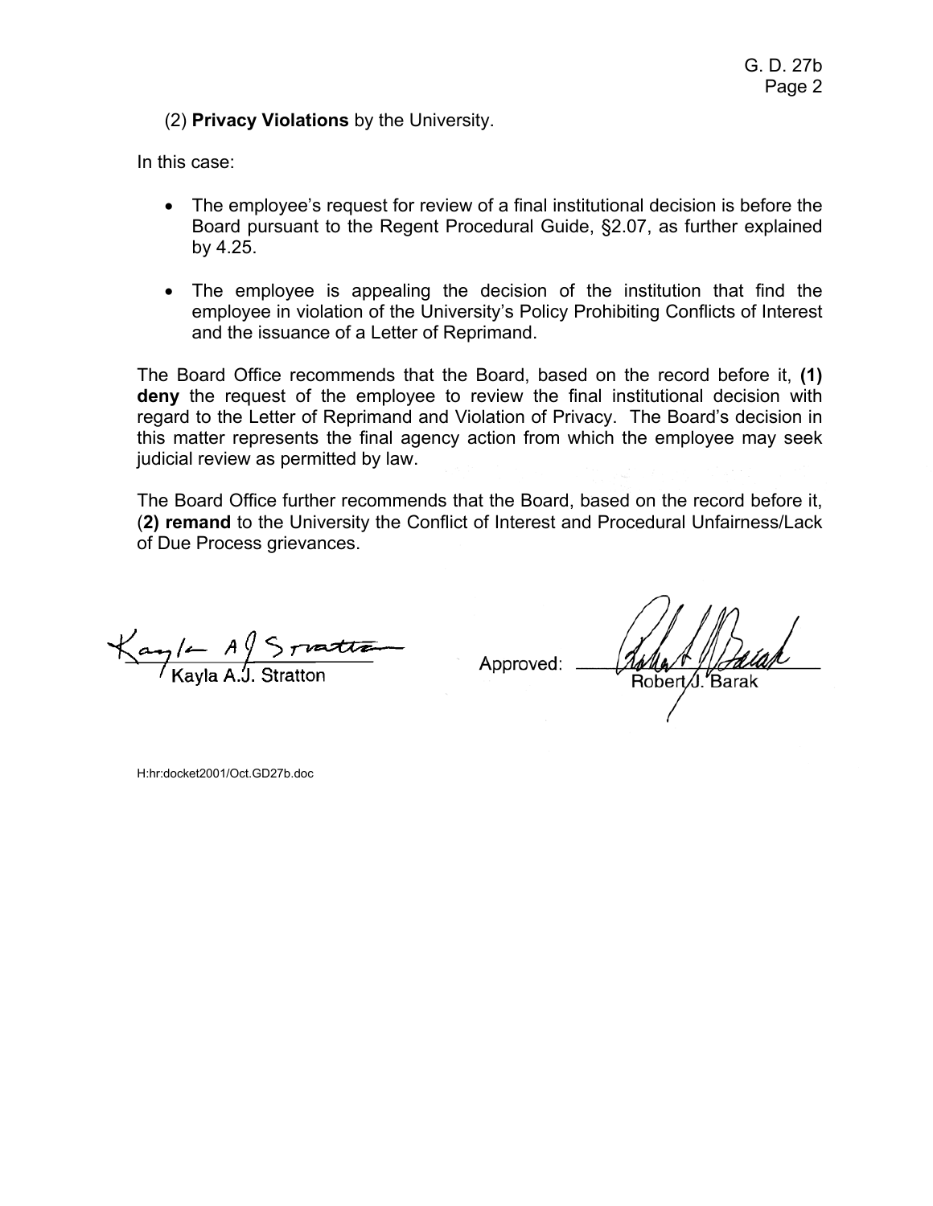(2) **Privacy Violations** by the University.

In this case:

- The employee's request for review of a final institutional decision is before the Board pursuant to the Regent Procedural Guide, §2.07, as further explained by 4.25.

- The employee is appealing the decision of the institution that find the employee in violation of the University's Policy Prohibiting Conflicts of Interest and the issuance of a Letter of Reprimand.

The Board Office recommends that the Board, based on the record before it, **(1) deny** the request of the employee to review the final institutional decision with regard to the Letter of Reprimand and Violation of Privacy. The Board's decision in this matter represents the final agency action from which the employee may seek judicial review as permitted by law.

The Board Office further recommends that the Board, based on the record before it, (**2) remand** to the University the Conflict of Interest and Procedural Unfairness/Lack of Due Process grievances.

Kayla A.J. Stratton

Approved: Robert J. Barak

H:hr:docket2001/Oct.GD27b.doc